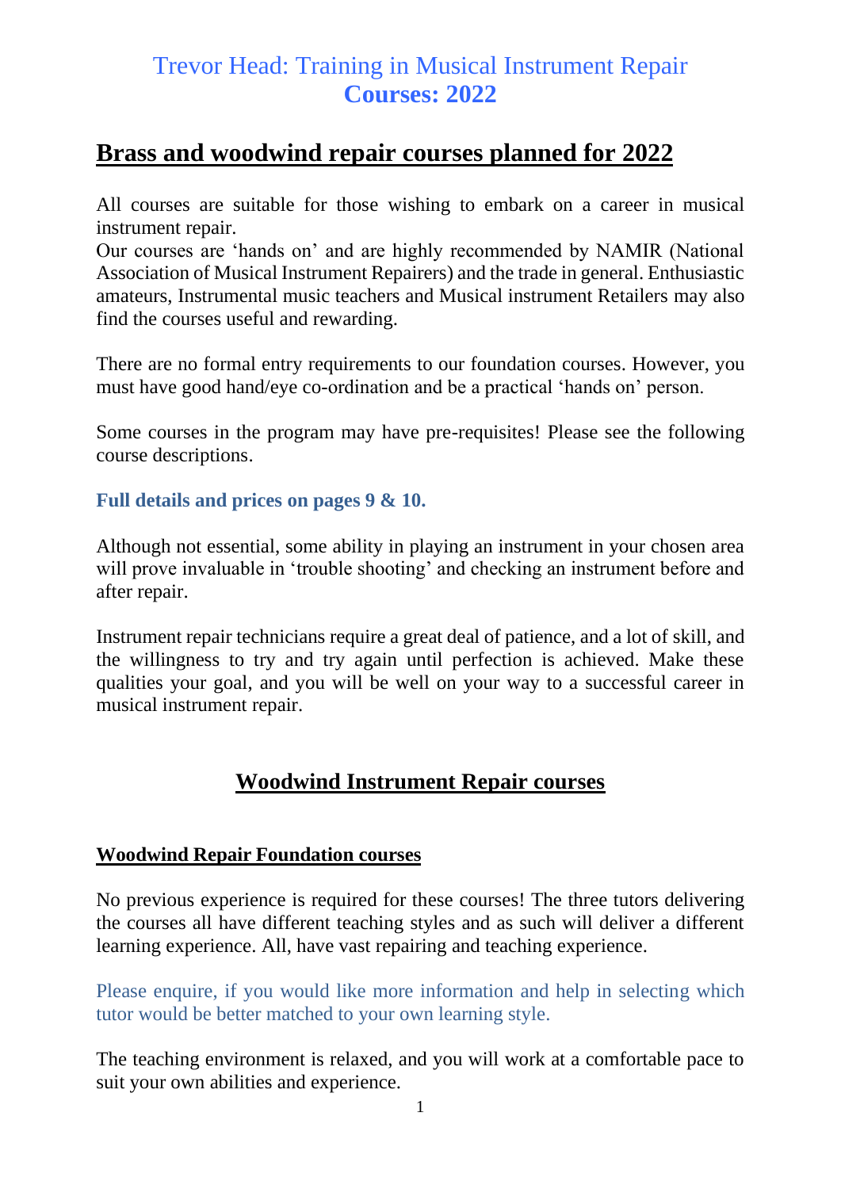# Trevor Head: Training in Musical Instrument Repair
# **Courses: 2022**

## Brass and woodwind repair courses planned for 2022

All courses are suitable for those wishing to embark on a career in musical instrument repair.
Our courses are 'hands on' and are highly recommended by NAMIR (National Association of Musical Instrument Repairers) and the trade in general. Enthusiastic amateurs, Instrumental music teachers and Musical instrument Retailers may also find the courses useful and rewarding.

There are no formal entry requirements to our foundation courses. However, you must have good hand/eye co-ordination and be a practical 'hands on' person.

Some courses in the program may have pre-requisites! Please see the following course descriptions.

**Full details and prices on pages 9 & 10.**

Although not essential, some ability in playing an instrument in your chosen area will prove invaluable in 'trouble shooting' and checking an instrument before and after repair.

Instrument repair technicians require a great deal of patience, and a lot of skill, and the willingness to try and try again until perfection is achieved. Make these qualities your goal, and you will be well on your way to a successful career in musical instrument repair.

## Woodwind Instrument Repair courses

### Woodwind Repair Foundation courses

No previous experience is required for these courses! The three tutors delivering the courses all have different teaching styles and as such will deliver a different learning experience. All, have vast repairing and teaching experience.

Please enquire, if you would like more information and help in selecting which tutor would be better matched to your own learning style.

The teaching environment is relaxed, and you will work at a comfortable pace to suit your own abilities and experience.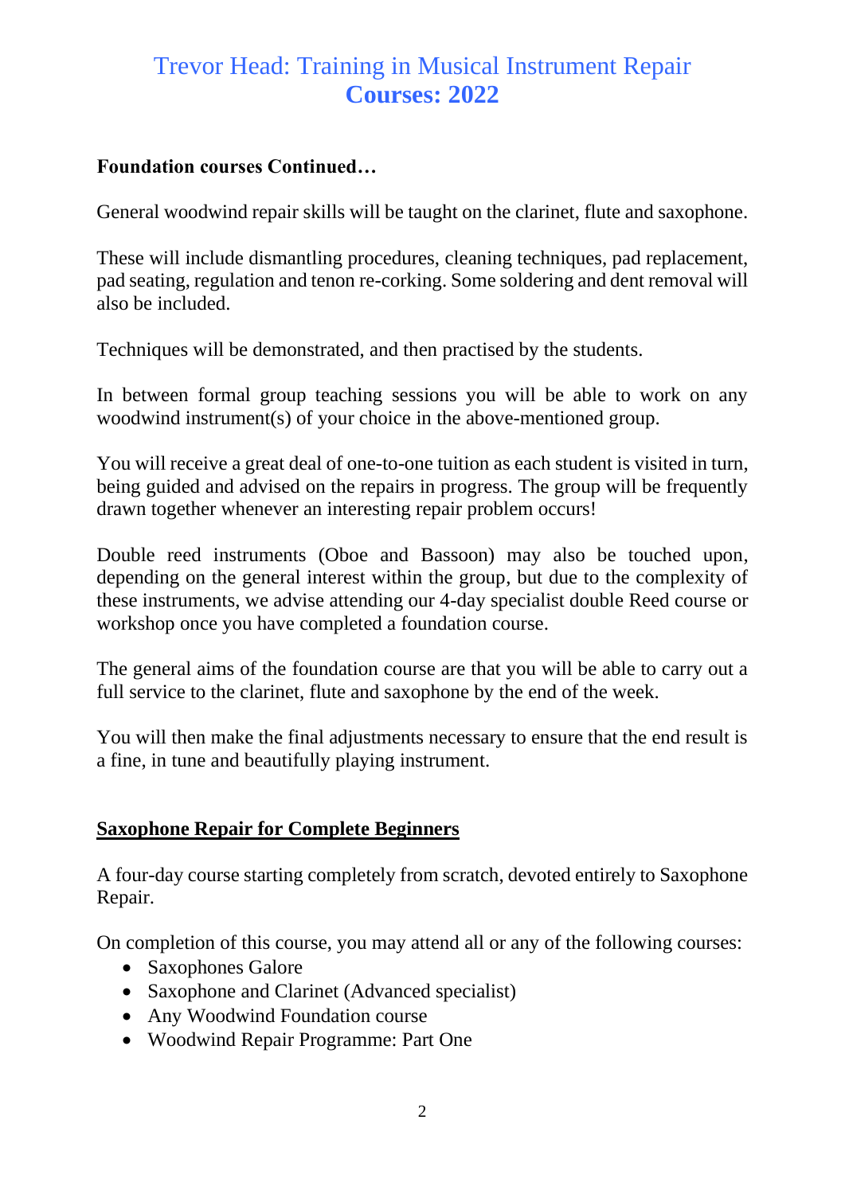# Trevor Head: Training in Musical Instrument Repair
## Courses: 2022

**Foundation courses Continued…**

General woodwind repair skills will be taught on the clarinet, flute and saxophone.

These will include dismantling procedures, cleaning techniques, pad replacement, pad seating, regulation and tenon re-corking. Some soldering and dent removal will also be included.

Techniques will be demonstrated, and then practised by the students.

In between formal group teaching sessions you will be able to work on any woodwind instrument(s) of your choice in the above-mentioned group.

You will receive a great deal of one-to-one tuition as each student is visited in turn, being guided and advised on the repairs in progress. The group will be frequently drawn together whenever an interesting repair problem occurs!

Double reed instruments (Oboe and Bassoon) may also be touched upon, depending on the general interest within the group, but due to the complexity of these instruments, we advise attending our 4-day specialist double Reed course or workshop once you have completed a foundation course.

The general aims of the foundation course are that you will be able to carry out a full service to the clarinet, flute and saxophone by the end of the week.

You will then make the final adjustments necessary to ensure that the end result is a fine, in tune and beautifully playing instrument.

### Saxophone Repair for Complete Beginners

A four-day course starting completely from scratch, devoted entirely to Saxophone Repair.

On completion of this course, you may attend all or any of the following courses:

- Saxophones Galore
- Saxophone and Clarinet (Advanced specialist)
- Any Woodwind Foundation course
- Woodwind Repair Programme: Part One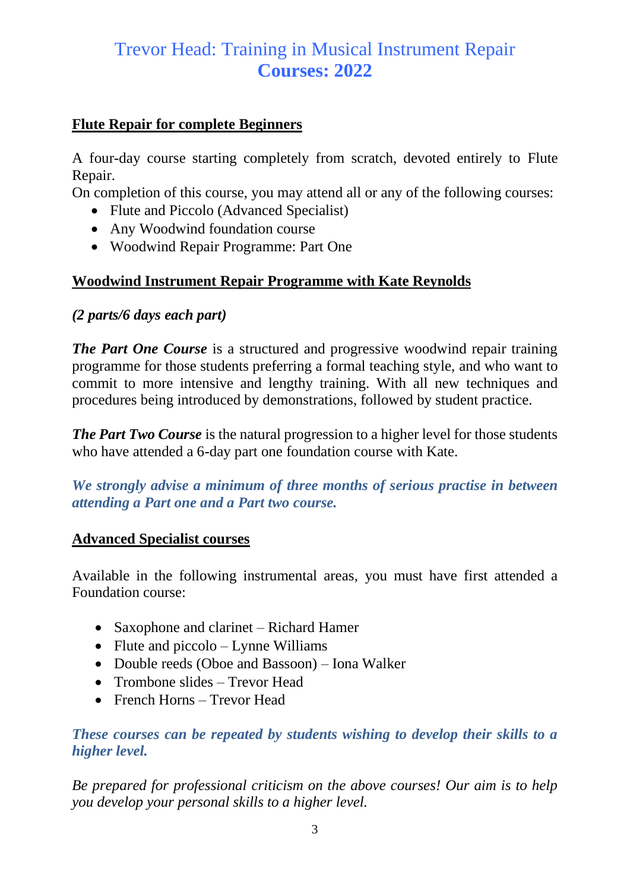# Trevor Head: Training in Musical Instrument Repair
# **Courses: 2022**

## **Flute Repair for complete Beginners**

A four-day course starting completely from scratch, devoted entirely to Flute Repair.
On completion of this course, you may attend all or any of the following courses:

- Flute and Piccolo (Advanced Specialist)
- Any Woodwind foundation course
- Woodwind Repair Programme: Part One

## **Woodwind Instrument Repair Programme with Kate Reynolds**

***(2 parts/6 days each part)***

***The Part One Course*** is a structured and progressive woodwind repair training programme for those students preferring a formal teaching style, and who want to commit to more intensive and lengthy training. With all new techniques and procedures being introduced by demonstrations, followed by student practice.

***The Part Two Course*** is the natural progression to a higher level for those students who have attended a 6-day part one foundation course with Kate.

***We strongly advise a minimum of three months of serious practise in between attending a Part one and a Part two course.***

## **Advanced Specialist courses**

Available in the following instrumental areas, you must have first attended a Foundation course:

- Saxophone and clarinet – Richard Hamer
- Flute and piccolo – Lynne Williams
- Double reeds (Oboe and Bassoon) – Iona Walker
- Trombone slides – Trevor Head
- French Horns – Trevor Head

***These courses can be repeated by students wishing to develop their skills to a higher level.***

*Be prepared for professional criticism on the above courses! Our aim is to help you develop your personal skills to a higher level.*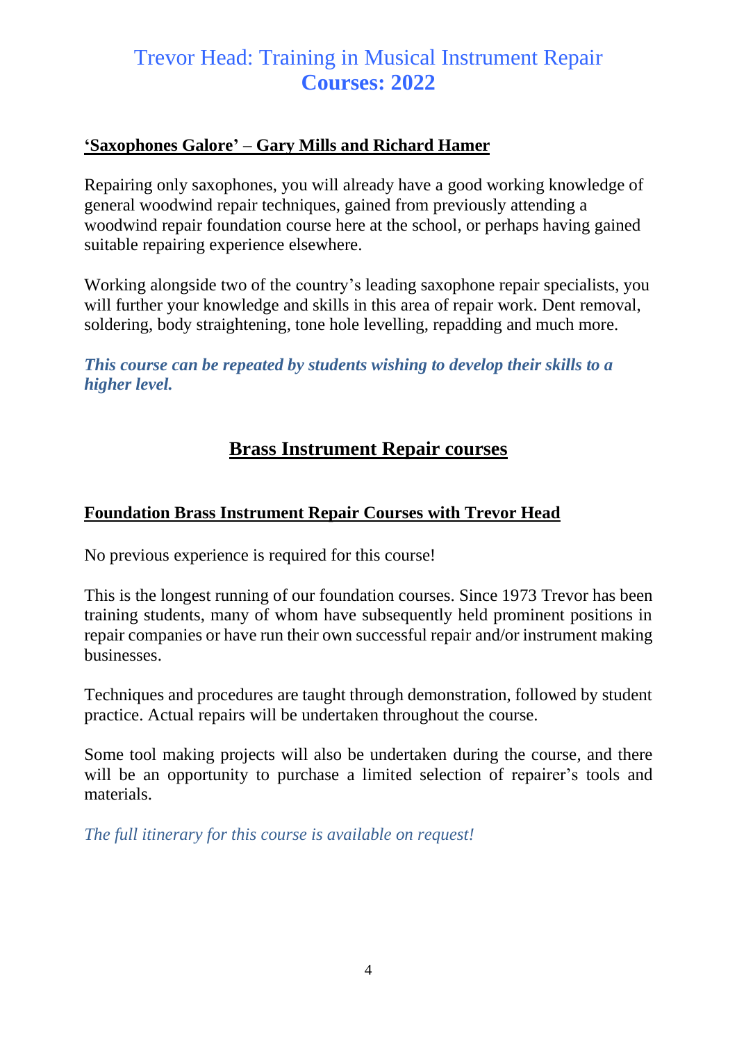# Trevor Head: Training in Musical Instrument Repair
# **Courses: 2022**

### **'Saxophones Galore' – Gary Mills and Richard Hamer**

Repairing only saxophones, you will already have a good working knowledge of general woodwind repair techniques, gained from previously attending a woodwind repair foundation course here at the school, or perhaps having gained suitable repairing experience elsewhere.

Working alongside two of the country's leading saxophone repair specialists, you will further your knowledge and skills in this area of repair work. Dent removal, soldering, body straightening, tone hole levelling, repadding and much more.

***This course can be repeated by students wishing to develop their skills to a higher level.***

## **Brass Instrument Repair courses**

### **Foundation Brass Instrument Repair Courses with Trevor Head**

No previous experience is required for this course!

This is the longest running of our foundation courses. Since 1973 Trevor has been training students, many of whom have subsequently held prominent positions in repair companies or have run their own successful repair and/or instrument making businesses.

Techniques and procedures are taught through demonstration, followed by student practice. Actual repairs will be undertaken throughout the course.

Some tool making projects will also be undertaken during the course, and there will be an opportunity to purchase a limited selection of repairer's tools and materials.

*The full itinerary for this course is available on request!*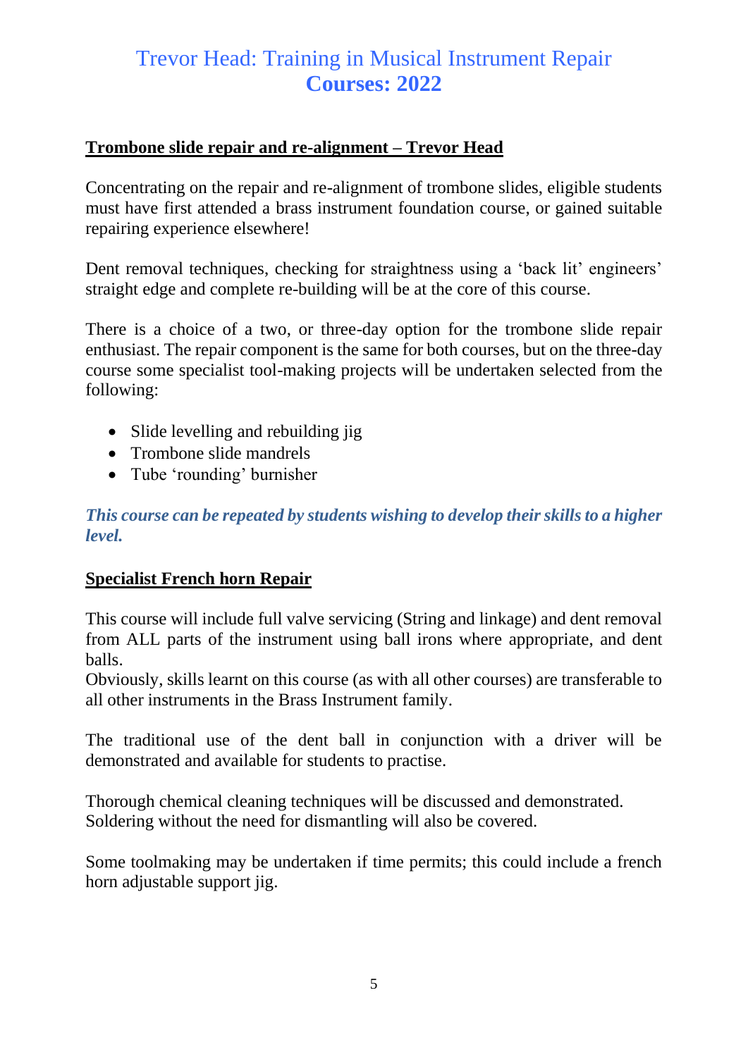# Trevor Head: Training in Musical Instrument Repair
# **Courses: 2022**

## Trombone slide repair and re-alignment – Trevor Head

Concentrating on the repair and re-alignment of trombone slides, eligible students must have first attended a brass instrument foundation course, or gained suitable repairing experience elsewhere!

Dent removal techniques, checking for straightness using a 'back lit' engineers' straight edge and complete re-building will be at the core of this course.

There is a choice of a two, or three-day option for the trombone slide repair enthusiast. The repair component is the same for both courses, but on the three-day course some specialist tool-making projects will be undertaken selected from the following:

- Slide levelling and rebuilding jig
- Trombone slide mandrels
- Tube 'rounding' burnisher

***This course can be repeated by students wishing to develop their skills to a higher level.***

## Specialist French horn Repair

This course will include full valve servicing (String and linkage) and dent removal from ALL parts of the instrument using ball irons where appropriate, and dent balls.
Obviously, skills learnt on this course (as with all other courses) are transferable to all other instruments in the Brass Instrument family.

The traditional use of the dent ball in conjunction with a driver will be demonstrated and available for students to practise.

Thorough chemical cleaning techniques will be discussed and demonstrated.
Soldering without the need for dismantling will also be covered.

Some toolmaking may be undertaken if time permits; this could include a french horn adjustable support jig.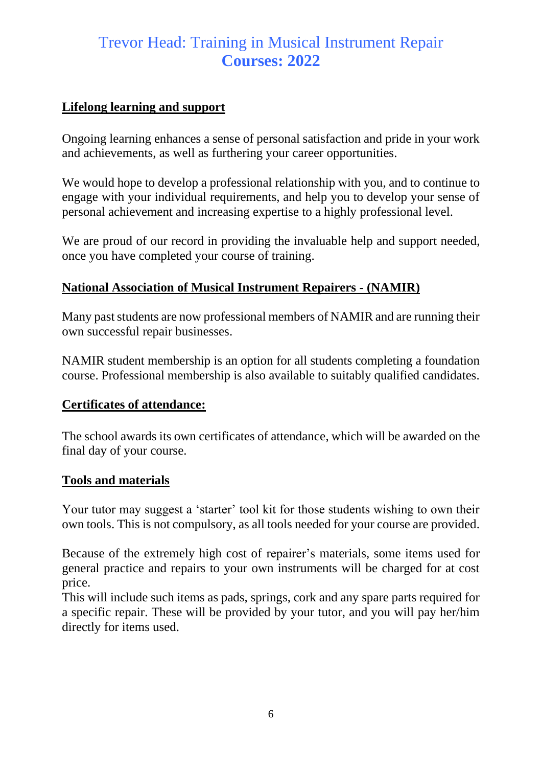# Trevor Head: Training in Musical Instrument Repair
# **Courses: 2022**

## **Lifelong learning and support**

Ongoing learning enhances a sense of personal satisfaction and pride in your work and achievements, as well as furthering your career opportunities.

We would hope to develop a professional relationship with you, and to continue to engage with your individual requirements, and help you to develop your sense of personal achievement and increasing expertise to a highly professional level.

We are proud of our record in providing the invaluable help and support needed, once you have completed your course of training.

## **National Association of Musical Instrument Repairers - (NAMIR)**

Many past students are now professional members of NAMIR and are running their own successful repair businesses.

NAMIR student membership is an option for all students completing a foundation course. Professional membership is also available to suitably qualified candidates.

## **Certificates of attendance:**

The school awards its own certificates of attendance, which will be awarded on the final day of your course.

## **Tools and materials**

Your tutor may suggest a 'starter' tool kit for those students wishing to own their own tools. This is not compulsory, as all tools needed for your course are provided.

Because of the extremely high cost of repairer's materials, some items used for general practice and repairs to your own instruments will be charged for at cost price.
This will include such items as pads, springs, cork and any spare parts required for a specific repair. These will be provided by your tutor, and you will pay her/him directly for items used.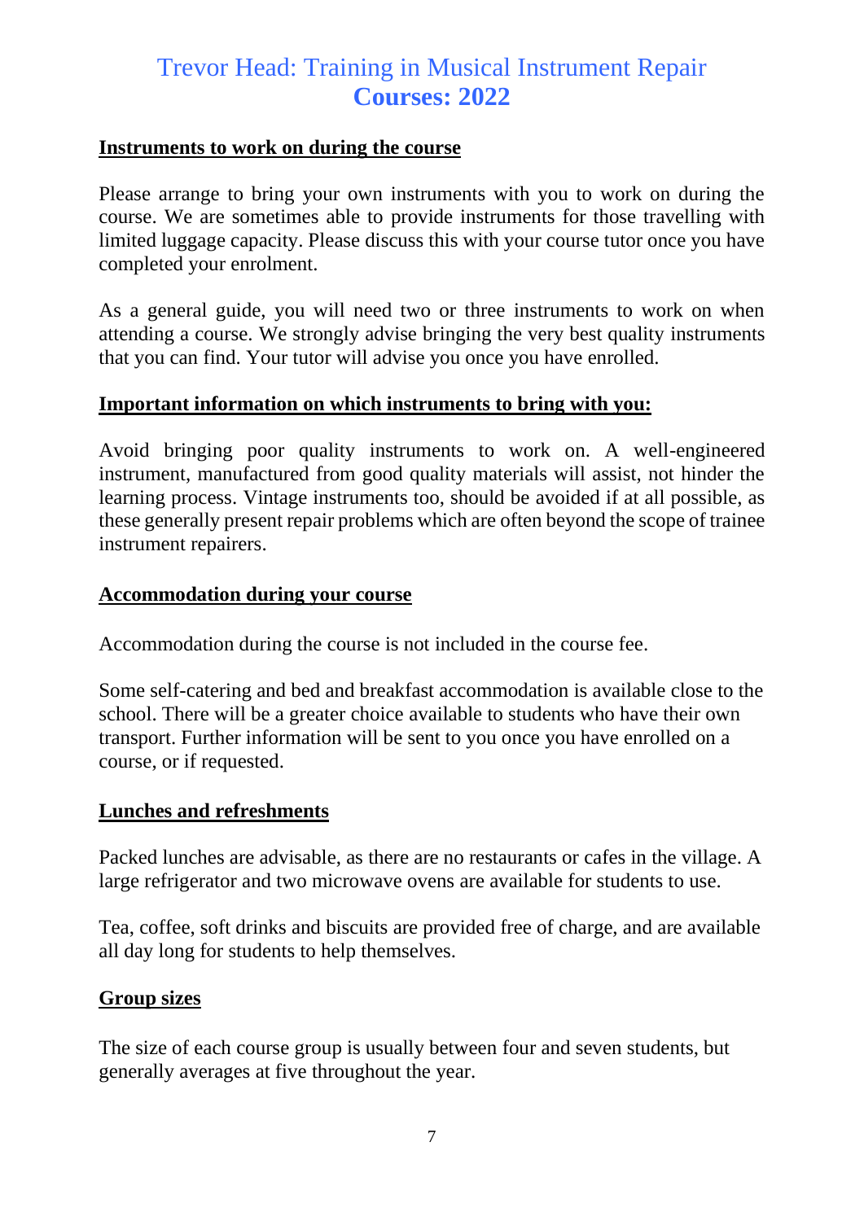# Trevor Head: Training in Musical Instrument Repair
## Courses: 2022

**Instruments to work on during the course**

Please arrange to bring your own instruments with you to work on during the course. We are sometimes able to provide instruments for those travelling with limited luggage capacity. Please discuss this with your course tutor once you have completed your enrolment.

As a general guide, you will need two or three instruments to work on when attending a course. We strongly advise bringing the very best quality instruments that you can find. Your tutor will advise you once you have enrolled.

**Important information on which instruments to bring with you:**

Avoid bringing poor quality instruments to work on. A well-engineered instrument, manufactured from good quality materials will assist, not hinder the learning process. Vintage instruments too, should be avoided if at all possible, as these generally present repair problems which are often beyond the scope of trainee instrument repairers.

**Accommodation during your course**

Accommodation during the course is not included in the course fee.

Some self-catering and bed and breakfast accommodation is available close to the school. There will be a greater choice available to students who have their own transport. Further information will be sent to you once you have enrolled on a course, or if requested.

**Lunches and refreshments**

Packed lunches are advisable, as there are no restaurants or cafes in the village. A large refrigerator and two microwave ovens are available for students to use.

Tea, coffee, soft drinks and biscuits are provided free of charge, and are available all day long for students to help themselves.

**Group sizes**

The size of each course group is usually between four and seven students, but generally averages at five throughout the year.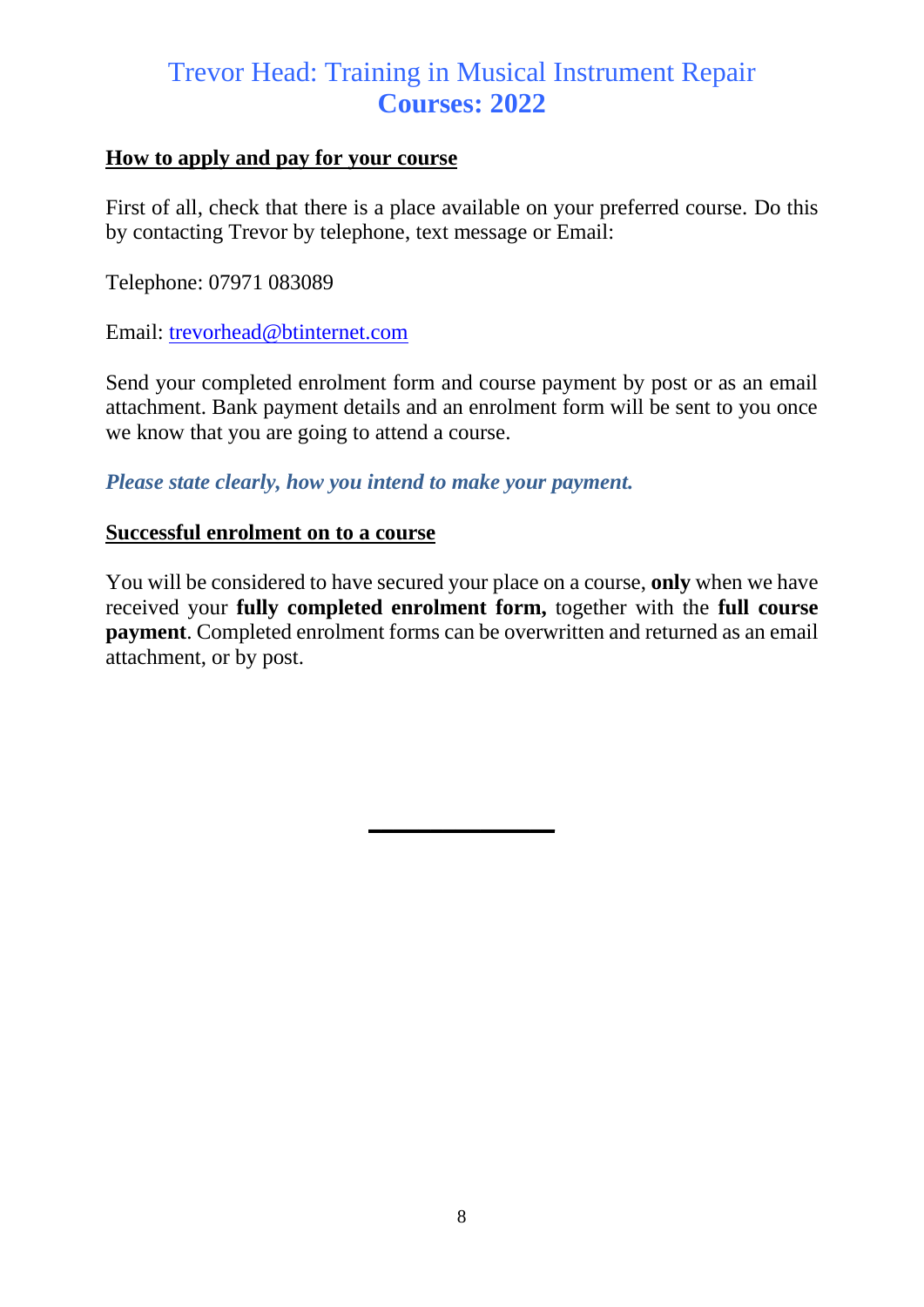# Trevor Head: Training in Musical Instrument Repair
## Courses: 2022

**How to apply and pay for your course**

First of all, check that there is a place available on your preferred course. Do this by contacting Trevor by telephone, text message or Email:

Telephone: 07971 083089

Email: trevorhead@btinternet.com

Send your completed enrolment form and course payment by post or as an email attachment. Bank payment details and an enrolment form will be sent to you once we know that you are going to attend a course.

***Please state clearly, how you intend to make your payment.***

**Successful enrolment on to a course**

You will be considered to have secured your place on a course, **only** when we have received your **fully completed enrolment form,** together with the **full course payment**. Completed enrolment forms can be overwritten and returned as an email attachment, or by post.

---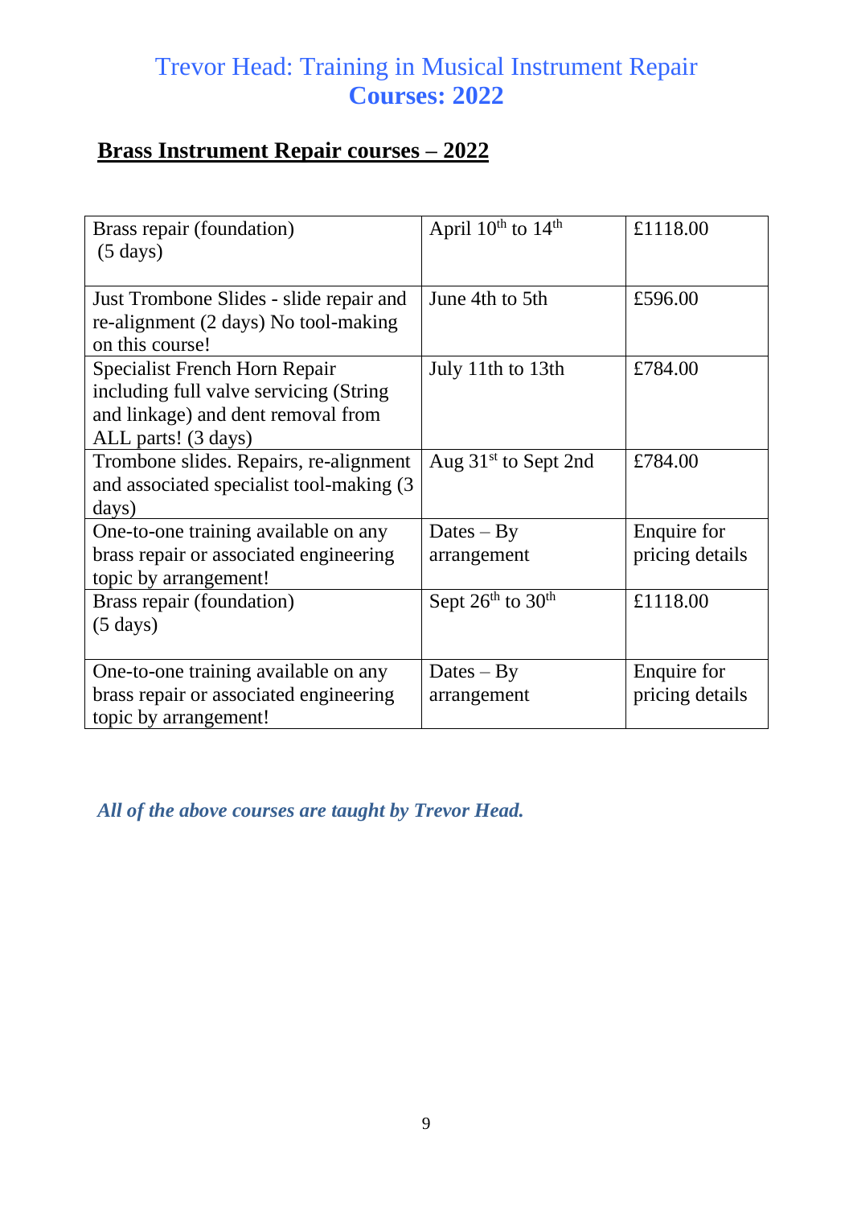# Trevor Head: Training in Musical Instrument Repair
# **Courses: 2022**

## **Brass Instrument Repair courses – 2022**

| Course | Dates | Price |
|---|---|---|
| Brass repair (foundation) (5 days) | April 10th to 14th | £1118.00 |
| Just Trombone Slides - slide repair and re-alignment (2 days) No tool-making on this course! | June 4th to 5th | £596.00 |
| Specialist French Horn Repair including full valve servicing (String and linkage) and dent removal from ALL parts! (3 days) | July 11th to 13th | £784.00 |
| Trombone slides. Repairs, re-alignment and associated specialist tool-making (3 days) | Aug 31st to Sept 2nd | £784.00 |
| One-to-one training available on any brass repair or associated engineering topic by arrangement! | Dates – By arrangement | Enquire for pricing details |
| Brass repair (foundation) (5 days) | Sept 26th to 30th | £1118.00 |
| One-to-one training available on any brass repair or associated engineering topic by arrangement! | Dates – By arrangement | Enquire for pricing details |

***All of the above courses are taught by Trevor Head.***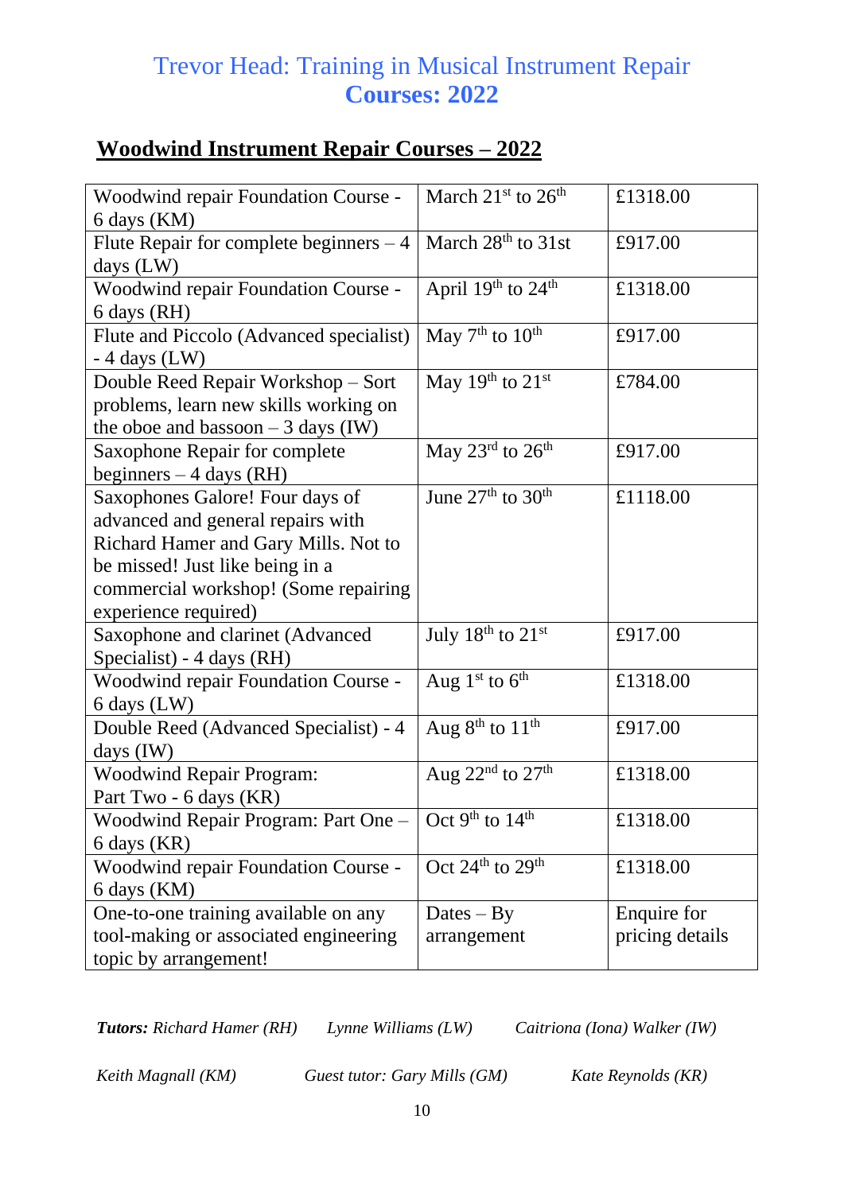# Trevor Head: Training in Musical Instrument Repair
## Courses: 2022

## Woodwind Instrument Repair Courses – 2022

| | | |
|---|---|---|
| Woodwind repair Foundation Course - 6 days (KM) | March 21st to 26th | £1318.00 |
| Flute Repair for complete beginners – 4 days (LW) | March 28th to 31st | £917.00 |
| Woodwind repair Foundation Course - 6 days (RH) | April 19th to 24th | £1318.00 |
| Flute and Piccolo (Advanced specialist) - 4 days (LW) | May 7th to 10th | £917.00 |
| Double Reed Repair Workshop – Sort problems, learn new skills working on the oboe and bassoon – 3 days (IW) | May 19th to 21st | £784.00 |
| Saxophone Repair for complete beginners – 4 days (RH) | May 23rd to 26th | £917.00 |
| Saxophones Galore! Four days of advanced and general repairs with Richard Hamer and Gary Mills. Not to be missed! Just like being in a commercial workshop! (Some repairing experience required) | June 27th to 30th | £1118.00 |
| Saxophone and clarinet (Advanced Specialist) - 4 days (RH) | July 18th to 21st | £917.00 |
| Woodwind repair Foundation Course - 6 days (LW) | Aug 1st to 6th | £1318.00 |
| Double Reed (Advanced Specialist) - 4 days (IW) | Aug 8th to 11th | £917.00 |
| Woodwind Repair Program: Part Two - 6 days (KR) | Aug 22nd to 27th | £1318.00 |
| Woodwind Repair Program: Part One – 6 days (KR) | Oct 9th to 14th | £1318.00 |
| Woodwind repair Foundation Course - 6 days (KM) | Oct 24th to 29th | £1318.00 |
| One-to-one training available on any tool-making or associated engineering topic by arrangement! | Dates – By arrangement | Enquire for pricing details |

***Tutors:*** *Richard Hamer (RH)* *Lynne Williams (LW)* *Caitriona (Iona) Walker (IW)*

*Keith Magnall (KM)* *Guest tutor: Gary Mills (GM)* *Kate Reynolds (KR)*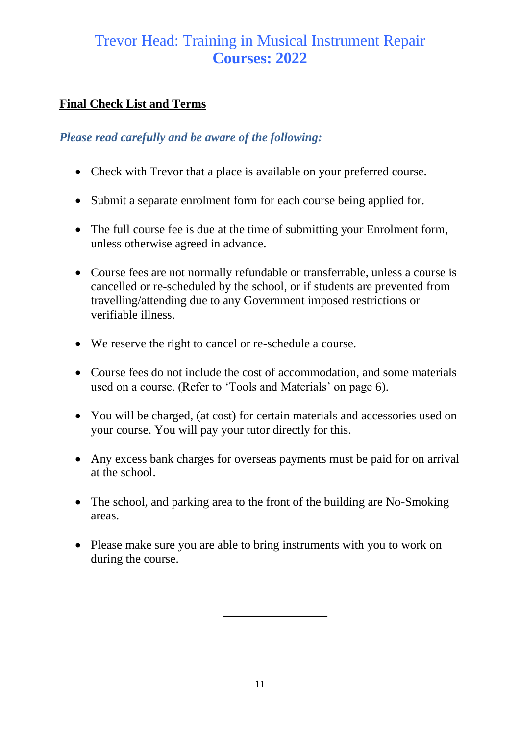# Trevor Head: Training in Musical Instrument Repair
# **Courses: 2022**

## Final Check List and Terms

***Please read carefully and be aware of the following:***

- Check with Trevor that a place is available on your preferred course.
- Submit a separate enrolment form for each course being applied for.
- The full course fee is due at the time of submitting your Enrolment form, unless otherwise agreed in advance.
- Course fees are not normally refundable or transferrable, unless a course is cancelled or re-scheduled by the school, or if students are prevented from travelling/attending due to any Government imposed restrictions or verifiable illness.
- We reserve the right to cancel or re-schedule a course.
- Course fees do not include the cost of accommodation, and some materials used on a course. (Refer to 'Tools and Materials' on page 6).
- You will be charged, (at cost) for certain materials and accessories used on your course. You will pay your tutor directly for this.
- Any excess bank charges for overseas payments must be paid for on arrival at the school.
- The school, and parking area to the front of the building are No-Smoking areas.
- Please make sure you are able to bring instruments with you to work on during the course.